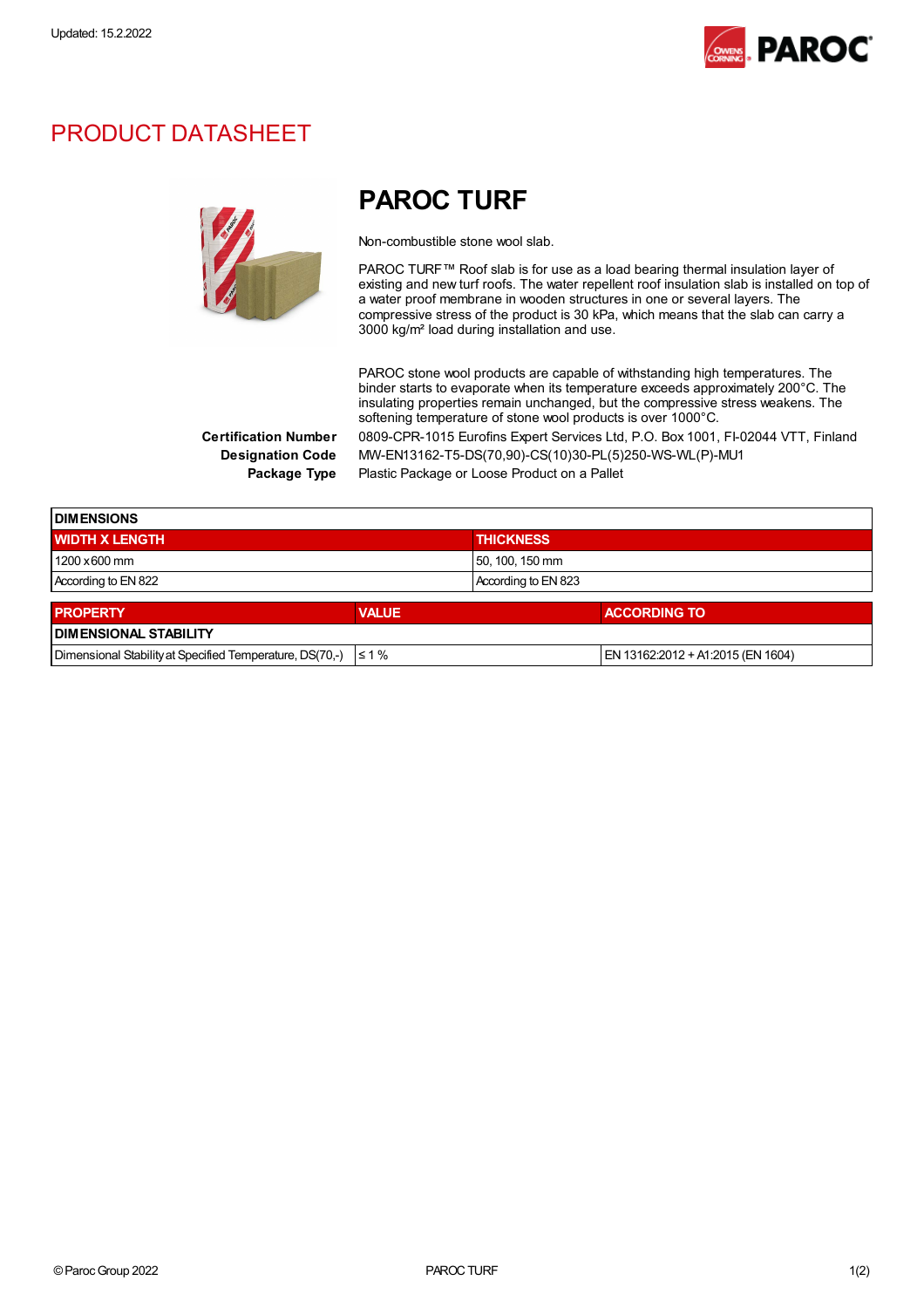Updated: 15.2.2022

# PRODUCT DATASHEET

## PAROC TURF

Non-combustible stone wool slab.

PAROC TURF™ Roof slab is for use as a load bearing thermal insulation layer of existing and new turf roofs. The water repellent roof insulation slab is installed on top of a water proof membrane in wooden structures in one or several layers. The compressive stress of the product is 30 kPa, which means that the slab can carry a 3000 kg/m² load during installation and use.

PAROC stone wool products are capable of withstanding high temperatures. The binder starts to evaporate when its temperature exceeds approximately 200°C. The insulating properties remain unchanged, but the compressive stress weakens. The softening temperature of stone wool products is over 1000°C.

**Certification Number** 0809-CPR-1015 Eurofins Expert Services Ltd, P.O. Box 1001, FI-02044 VTT, Finland

**Designation Code** MW-EN13162-T5-DS(70,90)-CS(10)30-PL(5)250-WS-WL(P)-MU1

**Package Type** Plastic Package or Loose Product on a Pallet

| DIMENSIONS | |
|---|---|
| **WIDTH X LENGTH** | **THICKNESS** |
| 1200 x 600 mm | 50, 100, 150 mm |
| According to EN 822 | According to EN 823 |

| PROPERTY | VALUE | ACCORDING TO |
|---|---|---|
| **DIMENSIONAL STABILITY** | | |
| Dimensional Stability at Specified Temperature, DS(70,-) | ≤ 1 % | EN 13162:2012 + A1:2015 (EN 1604) |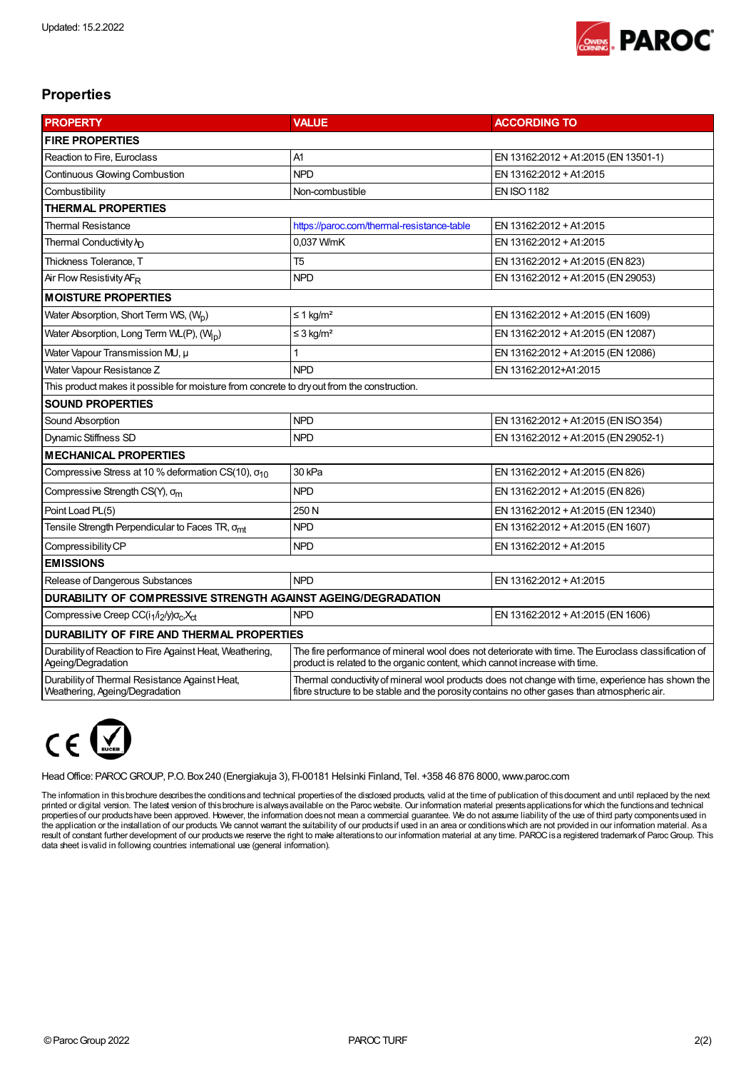Updated: 15.2.2022

## Properties

| PROPERTY | VALUE | ACCORDING TO |
|---|---|---|
| **FIRE PROPERTIES** | | |
| Reaction to Fire, Euroclass | A1 | EN 13162:2012 + A1:2015 (EN 13501-1) |
| Continuous Glowing Combustion | NPD | EN 13162:2012 + A1:2015 |
| Combustibility | Non-combustible | EN ISO 1182 |
| **THERMAL PROPERTIES** | | |
| Thermal Resistance | https://paroc.com/thermal-resistance-table | EN 13162:2012 + A1:2015 |
| Thermal Conductivity $\lambda_D$ | 0,037 W/mK | EN 13162:2012 + A1:2015 |
| Thickness Tolerance, T | T5 | EN 13162:2012 + A1:2015 (EN 823) |
| Air Flow Resistivity $AF_R$ | NPD | EN 13162:2012 + A1:2015 (EN 29053) |
| **MOISTURE PROPERTIES** | | |
| Water Absorption, Short Term WS, ($W_p$) | ≤ 1 kg/m² | EN 13162:2012 + A1:2015 (EN 1609) |
| Water Absorption, Long Term WL(P), ($W_{lp}$) | ≤ 3 kg/m² | EN 13162:2012 + A1:2015 (EN 12087) |
| Water Vapour Transmission MU, μ | 1 | EN 13162:2012 + A1:2015 (EN 12086) |
| Water Vapour Resistance Z | NPD | EN 13162:2012+A1:2015 |
| This product makes it possible for moisture from concrete to dry out from the construction. | | |
| **SOUND PROPERTIES** | | |
| Sound Absorption | NPD | EN 13162:2012 + A1:2015 (EN ISO 354) |
| Dynamic Stiffness SD | NPD | EN 13162:2012 + A1:2015 (EN 29052-1) |
| **MECHANICAL PROPERTIES** | | |
| Compressive Stress at 10 % deformation CS(10), $\sigma_{10}$ | 30 kPa | EN 13162:2012 + A1:2015 (EN 826) |
| Compressive Strength CS(Y), $\sigma_m$ | NPD | EN 13162:2012 + A1:2015 (EN 826) |
| Point Load PL(5) | 250 N | EN 13162:2012 + A1:2015 (EN 12340) |
| Tensile Strength Perpendicular to Faces TR, $\sigma_{mt}$ | NPD | EN 13162:2012 + A1:2015 (EN 1607) |
| Compressibility CP | NPD | EN 13162:2012 + A1:2015 |
| **EMISSIONS** | | |
| Release of Dangerous Substances | NPD | EN 13162:2012 + A1:2015 |
| **DURABILITY OF COMPRESSIVE STRENGTH AGAINST AGEING/DEGRADATION** | | |
| Compressive Creep $CC(i_1/i_2/y)\sigma_c X_{ct}$ | NPD | EN 13162:2012 + A1:2015 (EN 1606) |
| **DURABILITY OF FIRE AND THERMAL PROPERTIES** | | |
| Durability of Reaction to Fire Against Heat, Weathering, Ageing/Degradation | The fire performance of mineral wool does not deteriorate with time. The Euroclass classification of product is related to the organic content, which cannot increase with time. | |
| Durability of Thermal Resistance Against Heat, Weathering, Ageing/Degradation | Thermal conductivity of mineral wool products does not change with time, experience has shown the fibre structure to be stable and the porosity contains no other gases than atmospheric air. | |

Head Office: PAROC GROUP, P.O. Box 240 (Energiakuja 3), FI-00181 Helsinki Finland, Tel. +358 46 876 8000, www.paroc.com

The information in this brochure describes the conditions and technical properties of the disclosed products, valid at the time of publication of this document and until replaced by the next printed or digital version. The latest version of this brochure is always available on the Paroc website. Our information material presents applications for which the functions and technical properties of our products have been approved. However, the information does not mean a commercial guarantee. We do not assume liability of the use of third party components used in the application or the installation of our products. We cannot warrant the suitability of our products if used in an area or conditions which are not provided in our information material. As a result of constant further development of our products we reserve the right to make alterations to our information material at any time. PAROC is a registered trademark of Paroc Group. This data sheet is valid in following countries: international use (general information).

© Paroc Group 2022 PAROC TURF